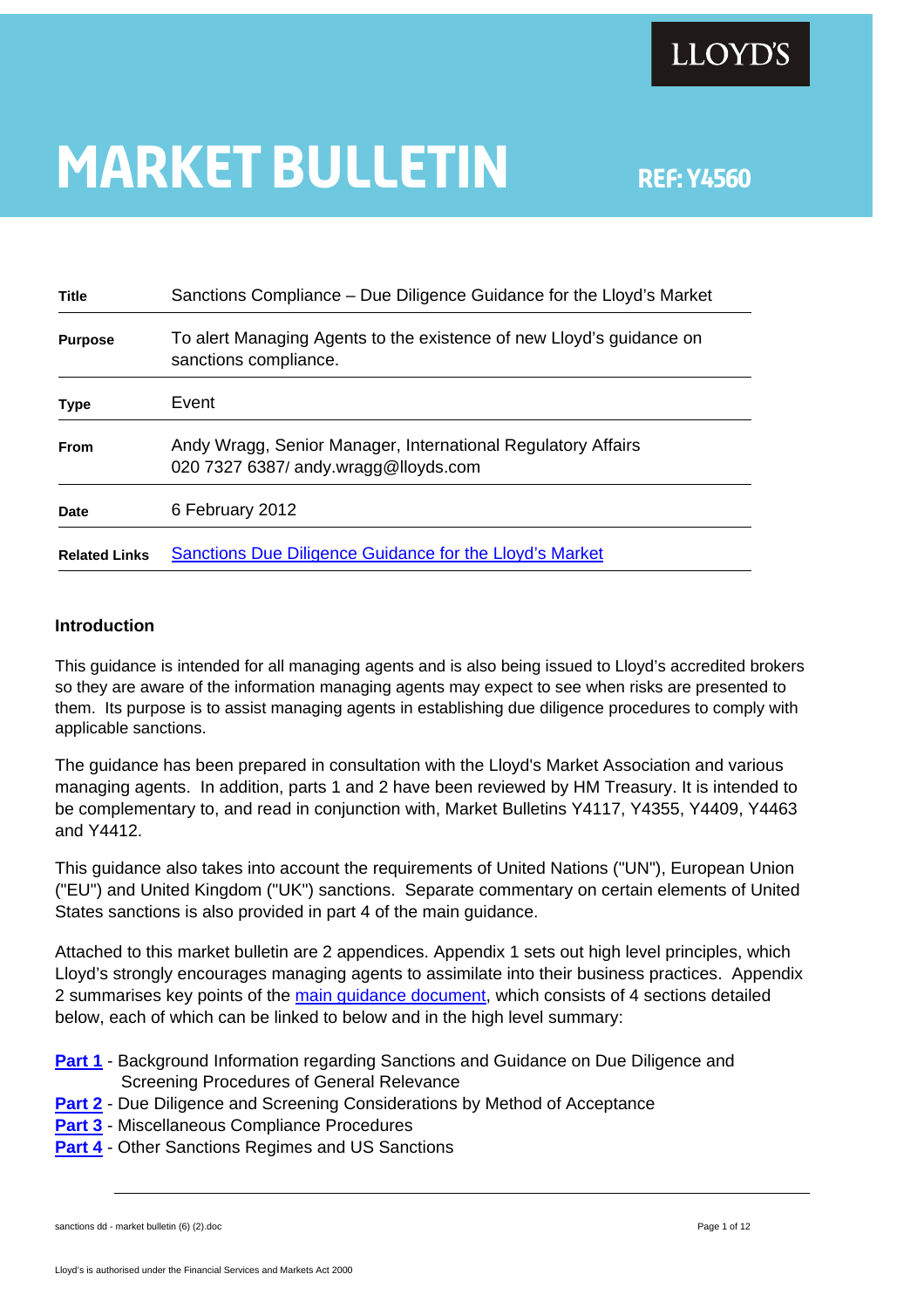LLOYD'S

# MARKET BULLETIN

**REF: Y4560**

| | |
|---|---|
| **Title** | Sanctions Compliance – Due Diligence Guidance for the Lloyd's Market |
| **Purpose** | To alert Managing Agents to the existence of new Lloyd's guidance on sanctions compliance. |
| **Type** | Event |
| **From** | Andy Wragg, Senior Manager, International Regulatory Affairs<br>020 7327 6387/ andy.wragg@lloyds.com |
| **Date** | 6 February 2012 |
| **Related Links** | Sanctions Due Diligence Guidance for the Lloyd's Market |

## Introduction

This guidance is intended for all managing agents and is also being issued to Lloyd's accredited brokers so they are aware of the information managing agents may expect to see when risks are presented to them. Its purpose is to assist managing agents in establishing due diligence procedures to comply with applicable sanctions.

The guidance has been prepared in consultation with the Lloyd's Market Association and various managing agents. In addition, parts 1 and 2 have been reviewed by HM Treasury. It is intended to be complementary to, and read in conjunction with, Market Bulletins Y4117, Y4355, Y4409, Y4463 and Y4412.

This guidance also takes into account the requirements of United Nations ("UN"), European Union ("EU") and United Kingdom ("UK") sanctions. Separate commentary on certain elements of United States sanctions is also provided in part 4 of the main guidance.

Attached to this market bulletin are 2 appendices. Appendix 1 sets out high level principles, which Lloyd's strongly encourages managing agents to assimilate into their business practices. Appendix 2 summarises key points of the main guidance document, which consists of 4 sections detailed below, each of which can be linked to below and in the high level summary:

**Part 1** - Background Information regarding Sanctions and Guidance on Due Diligence and Screening Procedures of General Relevance
**Part 2** - Due Diligence and Screening Considerations by Method of Acceptance
**Part 3** - Miscellaneous Compliance Procedures
**Part 4** - Other Sanctions Regimes and US Sanctions

sanctions dd - market bulletin (6) (2).doc

Lloyd's is authorised under the Financial Services and Markets Act 2000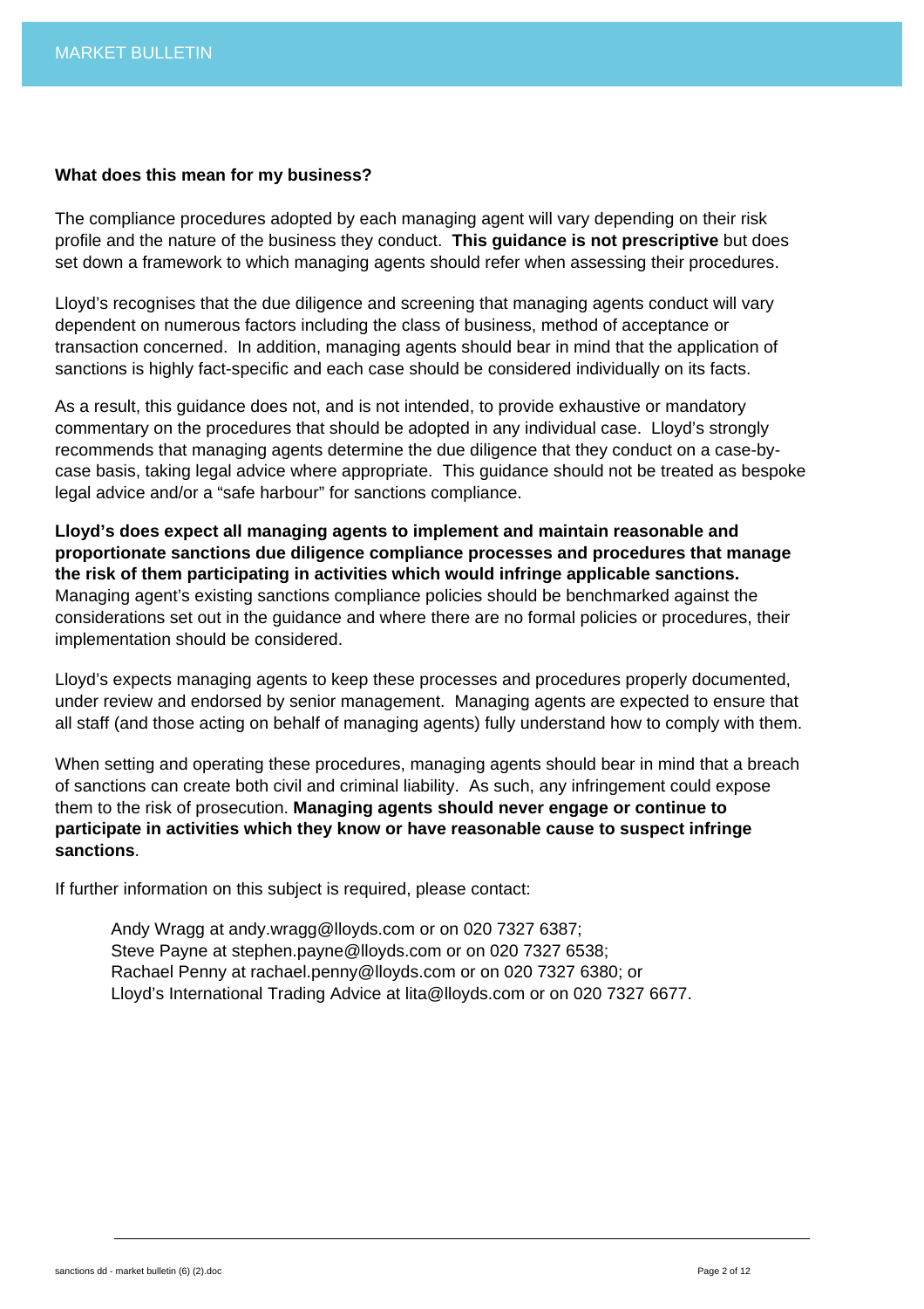### What does this mean for my business?

The compliance procedures adopted by each managing agent will vary depending on their risk profile and the nature of the business they conduct. **This guidance is not prescriptive** but does set down a framework to which managing agents should refer when assessing their procedures.

Lloyd's recognises that the due diligence and screening that managing agents conduct will vary dependent on numerous factors including the class of business, method of acceptance or transaction concerned. In addition, managing agents should bear in mind that the application of sanctions is highly fact-specific and each case should be considered individually on its facts.

As a result, this guidance does not, and is not intended, to provide exhaustive or mandatory commentary on the procedures that should be adopted in any individual case. Lloyd's strongly recommends that managing agents determine the due diligence that they conduct on a case-by-case basis, taking legal advice where appropriate. This guidance should not be treated as bespoke legal advice and/or a "safe harbour" for sanctions compliance.

**Lloyd's does expect all managing agents to implement and maintain reasonable and proportionate sanctions due diligence compliance processes and procedures that manage the risk of them participating in activities which would infringe applicable sanctions.** Managing agent's existing sanctions compliance policies should be benchmarked against the considerations set out in the guidance and where there are no formal policies or procedures, their implementation should be considered.

Lloyd's expects managing agents to keep these processes and procedures properly documented, under review and endorsed by senior management. Managing agents are expected to ensure that all staff (and those acting on behalf of managing agents) fully understand how to comply with them.

When setting and operating these procedures, managing agents should bear in mind that a breach of sanctions can create both civil and criminal liability. As such, any infringement could expose them to the risk of prosecution. **Managing agents should never engage or continue to participate in activities which they know or have reasonable cause to suspect infringe sanctions**.

If further information on this subject is required, please contact:

Andy Wragg at andy.wragg@lloyds.com or on 020 7327 6387;
Steve Payne at stephen.payne@lloyds.com or on 020 7327 6538;
Rachael Penny at rachael.penny@lloyds.com or on 020 7327 6380; or
Lloyd's International Trading Advice at lita@lloyds.com or on 020 7327 6677.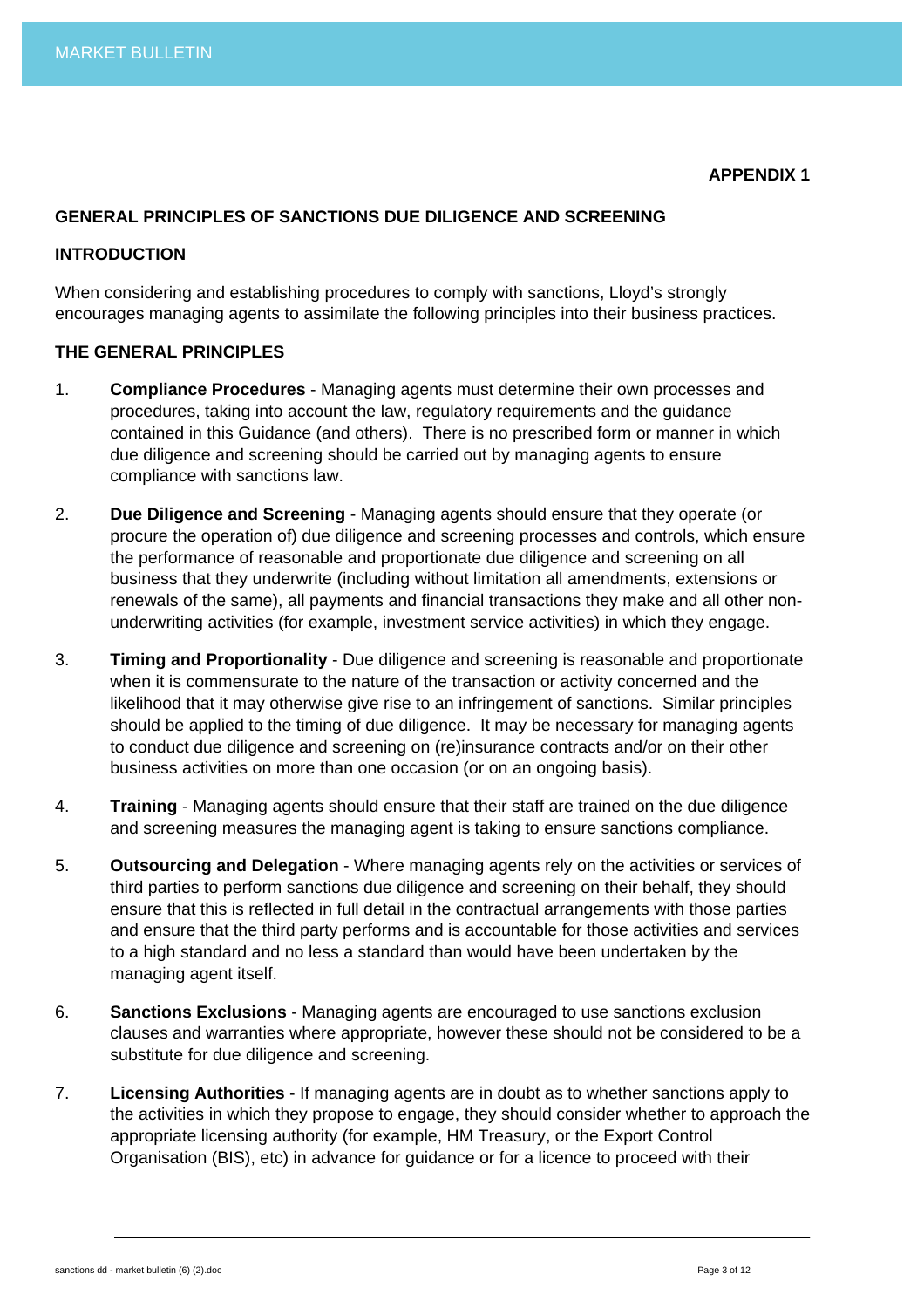**APPENDIX 1**

## GENERAL PRINCIPLES OF SANCTIONS DUE DILIGENCE AND SCREENING

### INTRODUCTION

When considering and establishing procedures to comply with sanctions, Lloyd's strongly encourages managing agents to assimilate the following principles into their business practices.

### THE GENERAL PRINCIPLES

1. **Compliance Procedures** - Managing agents must determine their own processes and procedures, taking into account the law, regulatory requirements and the guidance contained in this Guidance (and others). There is no prescribed form or manner in which due diligence and screening should be carried out by managing agents to ensure compliance with sanctions law.

2. **Due Diligence and Screening** - Managing agents should ensure that they operate (or procure the operation of) due diligence and screening processes and controls, which ensure the performance of reasonable and proportionate due diligence and screening on all business that they underwrite (including without limitation all amendments, extensions or renewals of the same), all payments and financial transactions they make and all other non-underwriting activities (for example, investment service activities) in which they engage.

3. **Timing and Proportionality** - Due diligence and screening is reasonable and proportionate when it is commensurate to the nature of the transaction or activity concerned and the likelihood that it may otherwise give rise to an infringement of sanctions. Similar principles should be applied to the timing of due diligence. It may be necessary for managing agents to conduct due diligence and screening on (re)insurance contracts and/or on their other business activities on more than one occasion (or on an ongoing basis).

4. **Training** - Managing agents should ensure that their staff are trained on the due diligence and screening measures the managing agent is taking to ensure sanctions compliance.

5. **Outsourcing and Delegation** - Where managing agents rely on the activities or services of third parties to perform sanctions due diligence and screening on their behalf, they should ensure that this is reflected in full detail in the contractual arrangements with those parties and ensure that the third party performs and is accountable for those activities and services to a high standard and no less a standard than would have been undertaken by the managing agent itself.

6. **Sanctions Exclusions** - Managing agents are encouraged to use sanctions exclusion clauses and warranties where appropriate, however these should not be considered to be a substitute for due diligence and screening.

7. **Licensing Authorities** - If managing agents are in doubt as to whether sanctions apply to the activities in which they propose to engage, they should consider whether to approach the appropriate licensing authority (for example, HM Treasury, or the Export Control Organisation (BIS), etc) in advance for guidance or for a licence to proceed with their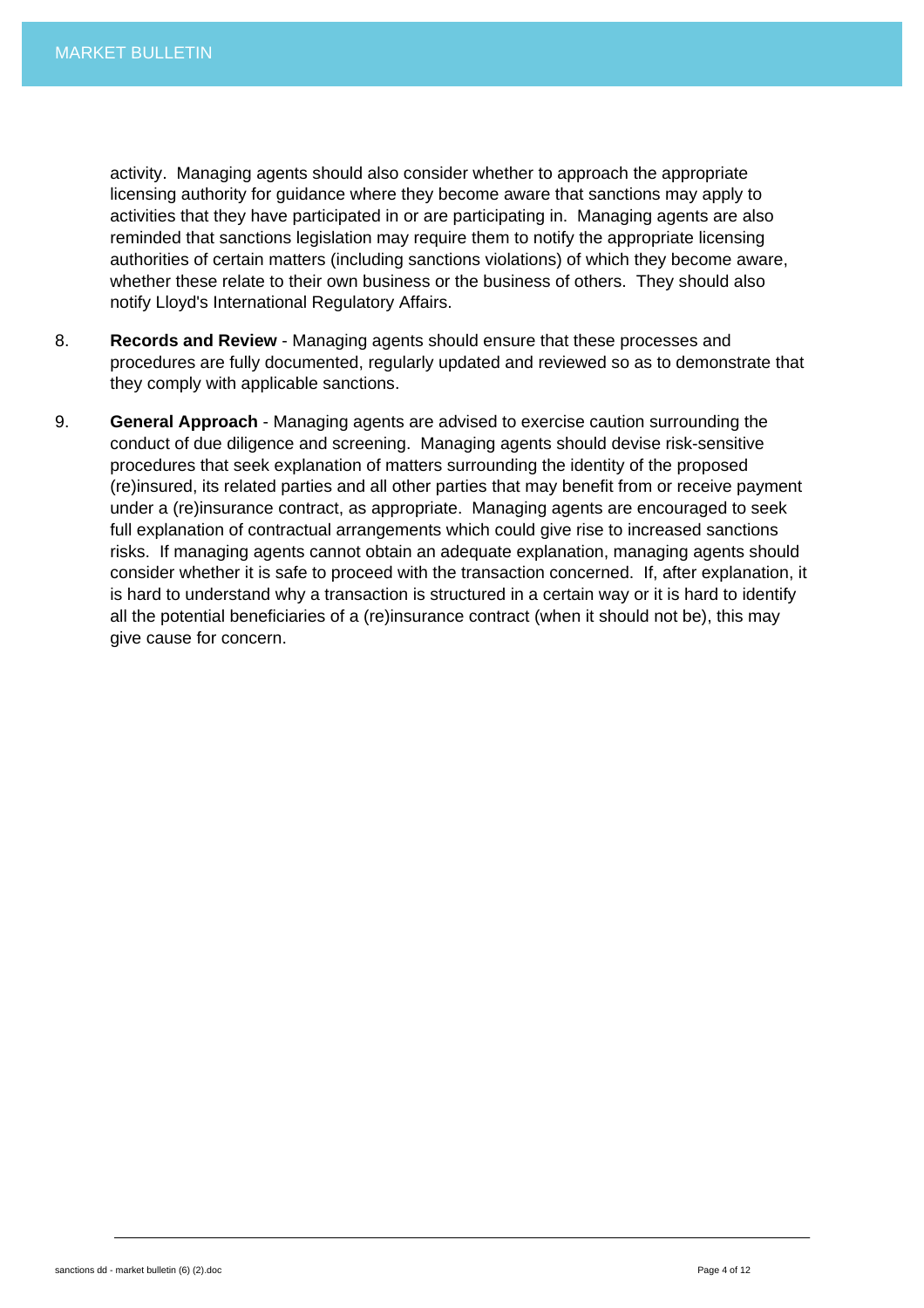activity. Managing agents should also consider whether to approach the appropriate licensing authority for guidance where they become aware that sanctions may apply to activities that they have participated in or are participating in. Managing agents are also reminded that sanctions legislation may require them to notify the appropriate licensing authorities of certain matters (including sanctions violations) of which they become aware, whether these relate to their own business or the business of others. They should also notify Lloyd's International Regulatory Affairs.

8. **Records and Review** - Managing agents should ensure that these processes and procedures are fully documented, regularly updated and reviewed so as to demonstrate that they comply with applicable sanctions.

9. **General Approach** - Managing agents are advised to exercise caution surrounding the conduct of due diligence and screening. Managing agents should devise risk-sensitive procedures that seek explanation of matters surrounding the identity of the proposed (re)insured, its related parties and all other parties that may benefit from or receive payment under a (re)insurance contract, as appropriate. Managing agents are encouraged to seek full explanation of contractual arrangements which could give rise to increased sanctions risks. If managing agents cannot obtain an adequate explanation, managing agents should consider whether it is safe to proceed with the transaction concerned. If, after explanation, it is hard to understand why a transaction is structured in a certain way or it is hard to identify all the potential beneficiaries of a (re)insurance contract (when it should not be), this may give cause for concern.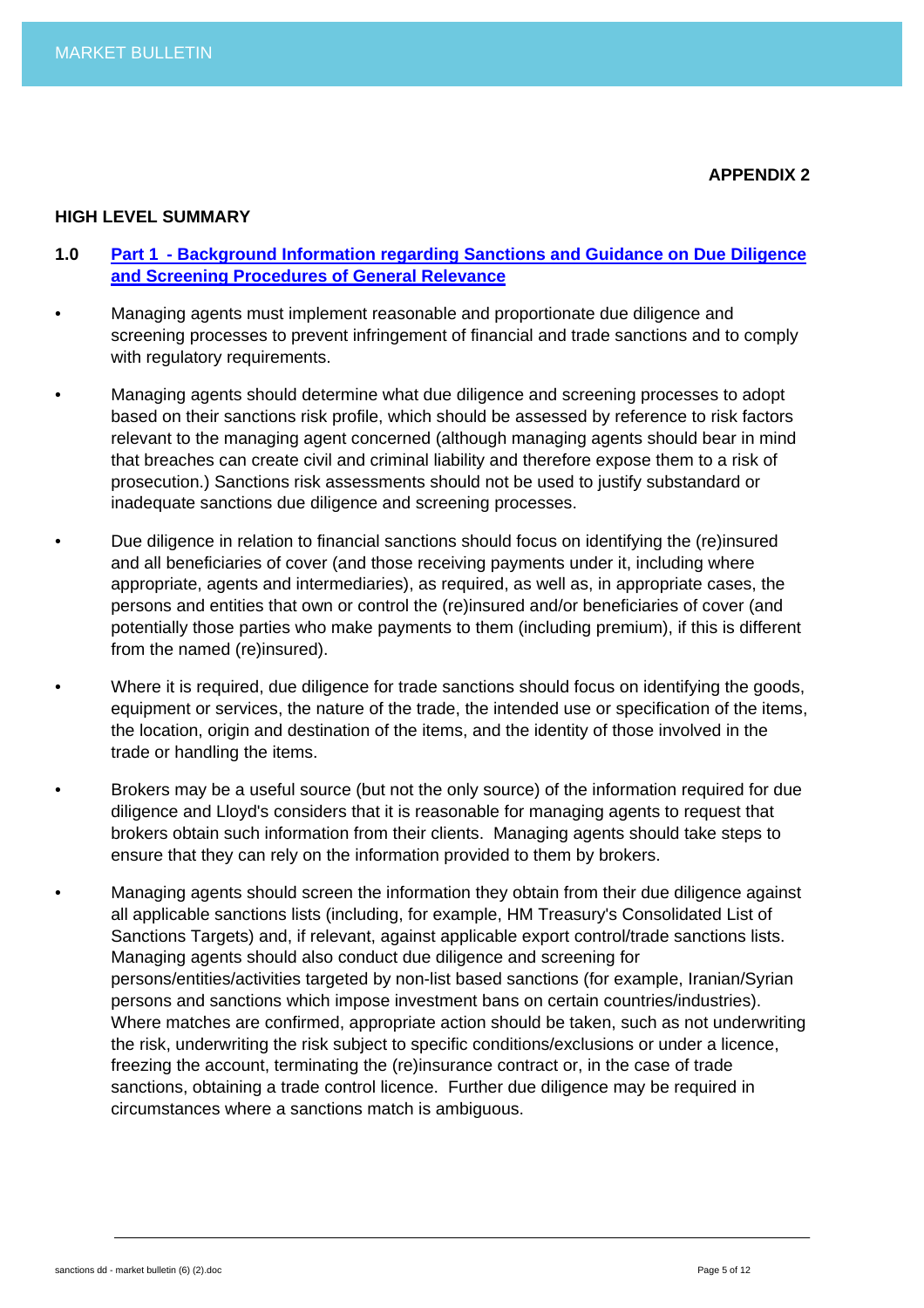**APPENDIX 2**

**HIGH LEVEL SUMMARY**

**1.0 Part 1 - Background Information regarding Sanctions and Guidance on Due Diligence and Screening Procedures of General Relevance**

- Managing agents must implement reasonable and proportionate due diligence and screening processes to prevent infringement of financial and trade sanctions and to comply with regulatory requirements.
- Managing agents should determine what due diligence and screening processes to adopt based on their sanctions risk profile, which should be assessed by reference to risk factors relevant to the managing agent concerned (although managing agents should bear in mind that breaches can create civil and criminal liability and therefore expose them to a risk of prosecution.) Sanctions risk assessments should not be used to justify substandard or inadequate sanctions due diligence and screening processes.
- Due diligence in relation to financial sanctions should focus on identifying the (re)insured and all beneficiaries of cover (and those receiving payments under it, including where appropriate, agents and intermediaries), as required, as well as, in appropriate cases, the persons and entities that own or control the (re)insured and/or beneficiaries of cover (and potentially those parties who make payments to them (including premium), if this is different from the named (re)insured).
- Where it is required, due diligence for trade sanctions should focus on identifying the goods, equipment or services, the nature of the trade, the intended use or specification of the items, the location, origin and destination of the items, and the identity of those involved in the trade or handling the items.
- Brokers may be a useful source (but not the only source) of the information required for due diligence and Lloyd's considers that it is reasonable for managing agents to request that brokers obtain such information from their clients. Managing agents should take steps to ensure that they can rely on the information provided to them by brokers.
- Managing agents should screen the information they obtain from their due diligence against all applicable sanctions lists (including, for example, HM Treasury's Consolidated List of Sanctions Targets) and, if relevant, against applicable export control/trade sanctions lists. Managing agents should also conduct due diligence and screening for persons/entities/activities targeted by non-list based sanctions (for example, Iranian/Syrian persons and sanctions which impose investment bans on certain countries/industries). Where matches are confirmed, appropriate action should be taken, such as not underwriting the risk, underwriting the risk subject to specific conditions/exclusions or under a licence, freezing the account, terminating the (re)insurance contract or, in the case of trade sanctions, obtaining a trade control licence. Further due diligence may be required in circumstances where a sanctions match is ambiguous.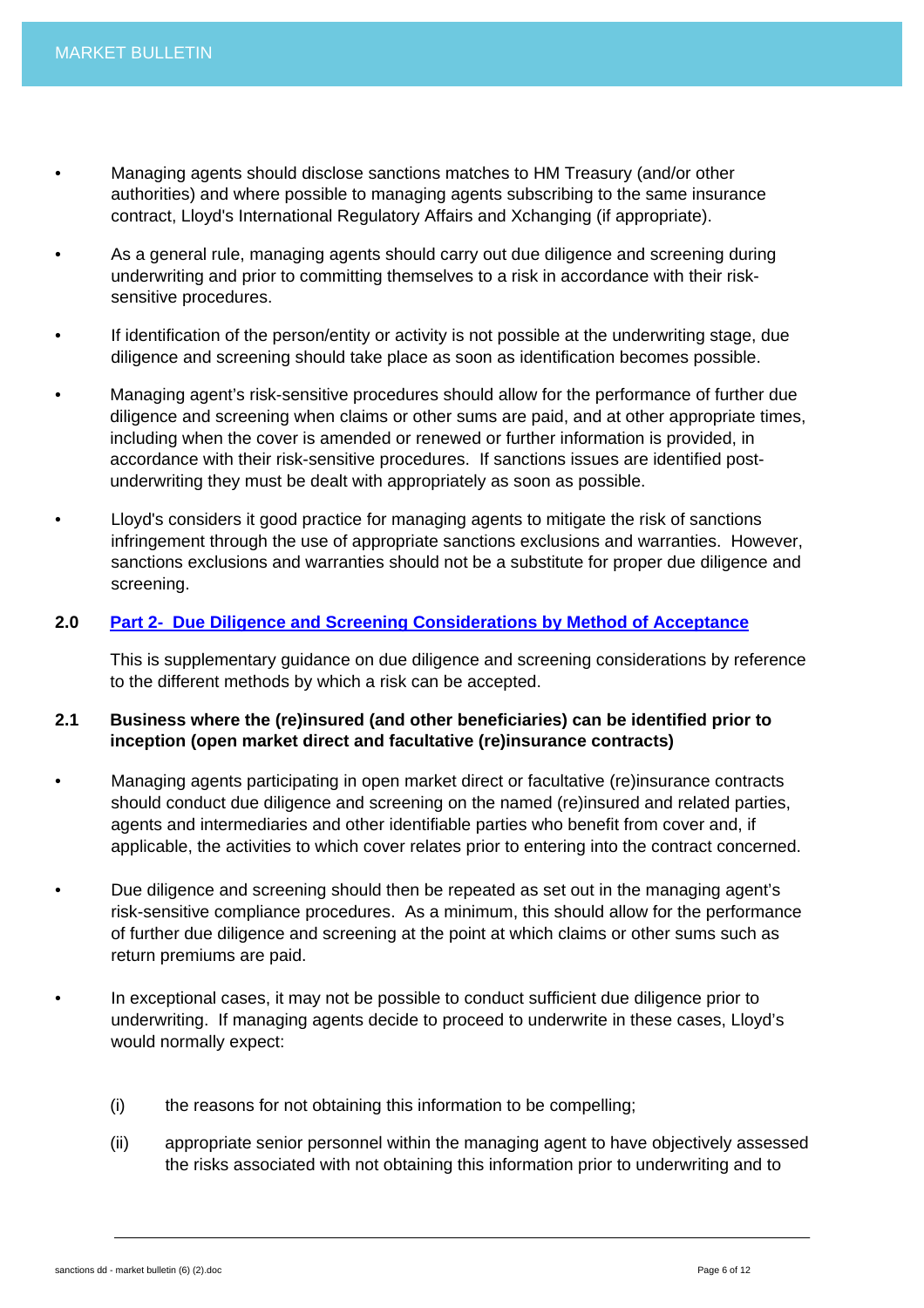- Managing agents should disclose sanctions matches to HM Treasury (and/or other authorities) and where possible to managing agents subscribing to the same insurance contract, Lloyd's International Regulatory Affairs and Xchanging (if appropriate).

- As a general rule, managing agents should carry out due diligence and screening during underwriting and prior to committing themselves to a risk in accordance with their risk-sensitive procedures.

- If identification of the person/entity or activity is not possible at the underwriting stage, due diligence and screening should take place as soon as identification becomes possible.

- Managing agent's risk-sensitive procedures should allow for the performance of further due diligence and screening when claims or other sums are paid, and at other appropriate times, including when the cover is amended or renewed or further information is provided, in accordance with their risk-sensitive procedures. If sanctions issues are identified post-underwriting they must be dealt with appropriately as soon as possible.

- Lloyd's considers it good practice for managing agents to mitigate the risk of sanctions infringement through the use of appropriate sanctions exclusions and warranties. However, sanctions exclusions and warranties should not be a substitute for proper due diligence and screening.

## 2.0 Part 2- Due Diligence and Screening Considerations by Method of Acceptance

This is supplementary guidance on due diligence and screening considerations by reference to the different methods by which a risk can be accepted.

### 2.1 Business where the (re)insured (and other beneficiaries) can be identified prior to inception (open market direct and facultative (re)insurance contracts)

- Managing agents participating in open market direct or facultative (re)insurance contracts should conduct due diligence and screening on the named (re)insured and related parties, agents and intermediaries and other identifiable parties who benefit from cover and, if applicable, the activities to which cover relates prior to entering into the contract concerned.

- Due diligence and screening should then be repeated as set out in the managing agent's risk-sensitive compliance procedures. As a minimum, this should allow for the performance of further due diligence and screening at the point at which claims or other sums such as return premiums are paid.

- In exceptional cases, it may not be possible to conduct sufficient due diligence prior to underwriting. If managing agents decide to proceed to underwrite in these cases, Lloyd's would normally expect:

  (i) the reasons for not obtaining this information to be compelling;

  (ii) appropriate senior personnel within the managing agent to have objectively assessed the risks associated with not obtaining this information prior to underwriting and to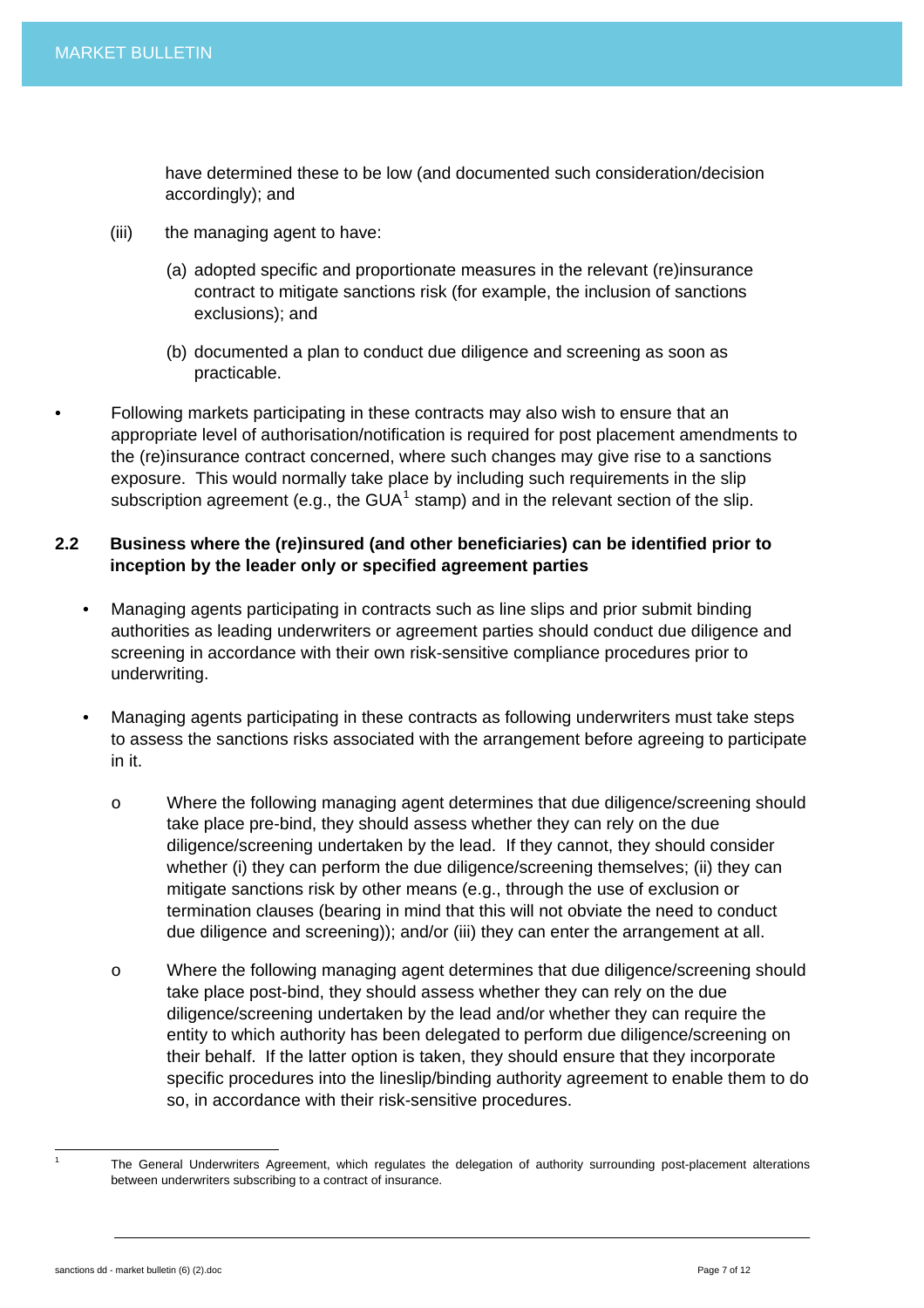have determined these to be low (and documented such consideration/decision accordingly); and

(iii) the managing agent to have:

(a) adopted specific and proportionate measures in the relevant (re)insurance contract to mitigate sanctions risk (for example, the inclusion of sanctions exclusions); and

(b) documented a plan to conduct due diligence and screening as soon as practicable.

- Following markets participating in these contracts may also wish to ensure that an appropriate level of authorisation/notification is required for post placement amendments to the (re)insurance contract concerned, where such changes may give rise to a sanctions exposure. This would normally take place by including such requirements in the slip subscription agreement (e.g., the GUA[1] stamp) and in the relevant section of the slip.

### 2.2 Business where the (re)insured (and other beneficiaries) can be identified prior to inception by the leader only or specified agreement parties

- Managing agents participating in contracts such as line slips and prior submit binding authorities as leading underwriters or agreement parties should conduct due diligence and screening in accordance with their own risk-sensitive compliance procedures prior to underwriting.

- Managing agents participating in these contracts as following underwriters must take steps to assess the sanctions risks associated with the arrangement before agreeing to participate in it.

  - Where the following managing agent determines that due diligence/screening should take place pre-bind, they should assess whether they can rely on the due diligence/screening undertaken by the lead. If they cannot, they should consider whether (i) they can perform the due diligence/screening themselves; (ii) they can mitigate sanctions risk by other means (e.g., through the use of exclusion or termination clauses (bearing in mind that this will not obviate the need to conduct due diligence and screening)); and/or (iii) they can enter the arrangement at all.

  - Where the following managing agent determines that due diligence/screening should take place post-bind, they should assess whether they can rely on the due diligence/screening undertaken by the lead and/or whether they can require the entity to which authority has been delegated to perform due diligence/screening on their behalf. If the latter option is taken, they should ensure that they incorporate specific procedures into the lineslip/binding authority agreement to enable them to do so, in accordance with their risk-sensitive procedures.

---

[1] The General Underwriters Agreement, which regulates the delegation of authority surrounding post-placement alterations between underwriters subscribing to a contract of insurance.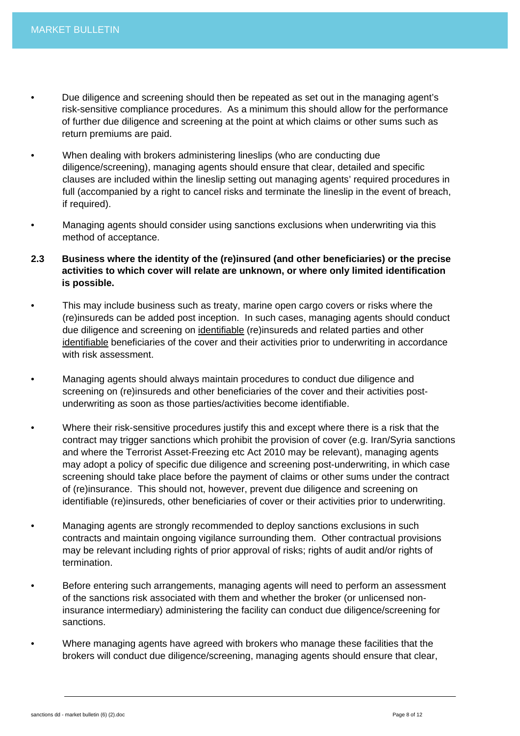- Due diligence and screening should then be repeated as set out in the managing agent's risk-sensitive compliance procedures. As a minimum this should allow for the performance of further due diligence and screening at the point at which claims or other sums such as return premiums are paid.
- When dealing with brokers administering lineslips (who are conducting due diligence/screening), managing agents should ensure that clear, detailed and specific clauses are included within the lineslip setting out managing agents' required procedures in full (accompanied by a right to cancel risks and terminate the lineslip in the event of breach, if required).
- Managing agents should consider using sanctions exclusions when underwriting via this method of acceptance.

### 2.3 Business where the identity of the (re)insured (and other beneficiaries) or the precise activities to which cover will relate are unknown, or where only limited identification is possible.

- This may include business such as treaty, marine open cargo covers or risks where the (re)insureds can be added post inception. In such cases, managing agents should conduct due diligence and screening on identifiable (re)insureds and related parties and other identifiable beneficiaries of the cover and their activities prior to underwriting in accordance with risk assessment.
- Managing agents should always maintain procedures to conduct due diligence and screening on (re)insureds and other beneficiaries of the cover and their activities post-underwriting as soon as those parties/activities become identifiable.
- Where their risk-sensitive procedures justify this and except where there is a risk that the contract may trigger sanctions which prohibit the provision of cover (e.g. Iran/Syria sanctions and where the Terrorist Asset-Freezing etc Act 2010 may be relevant), managing agents may adopt a policy of specific due diligence and screening post-underwriting, in which case screening should take place before the payment of claims or other sums under the contract of (re)insurance. This should not, however, prevent due diligence and screening on identifiable (re)insureds, other beneficiaries of cover or their activities prior to underwriting.
- Managing agents are strongly recommended to deploy sanctions exclusions in such contracts and maintain ongoing vigilance surrounding them. Other contractual provisions may be relevant including rights of prior approval of risks; rights of audit and/or rights of termination.
- Before entering such arrangements, managing agents will need to perform an assessment of the sanctions risk associated with them and whether the broker (or unlicensed non-insurance intermediary) administering the facility can conduct due diligence/screening for sanctions.
- Where managing agents have agreed with brokers who manage these facilities that the brokers will conduct due diligence/screening, managing agents should ensure that clear,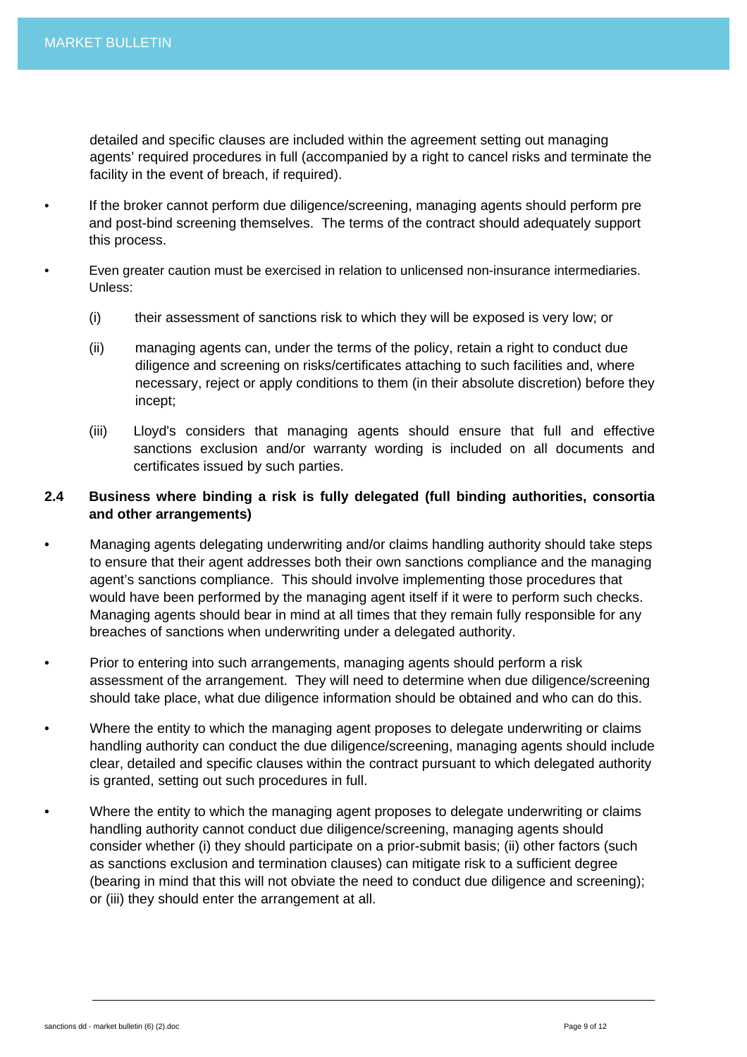detailed and specific clauses are included within the agreement setting out managing agents' required procedures in full (accompanied by a right to cancel risks and terminate the facility in the event of breach, if required).

- If the broker cannot perform due diligence/screening, managing agents should perform pre and post-bind screening themselves. The terms of the contract should adequately support this process.
- Even greater caution must be exercised in relation to unlicensed non-insurance intermediaries. Unless:
  - (i) their assessment of sanctions risk to which they will be exposed is very low; or
  - (ii) managing agents can, under the terms of the policy, retain a right to conduct due diligence and screening on risks/certificates attaching to such facilities and, where necessary, reject or apply conditions to them (in their absolute discretion) before they incept;
  - (iii) Lloyd's considers that managing agents should ensure that full and effective sanctions exclusion and/or warranty wording is included on all documents and certificates issued by such parties.

### 2.4 Business where binding a risk is fully delegated (full binding authorities, consortia and other arrangements)

- Managing agents delegating underwriting and/or claims handling authority should take steps to ensure that their agent addresses both their own sanctions compliance and the managing agent's sanctions compliance. This should involve implementing those procedures that would have been performed by the managing agent itself if it were to perform such checks. Managing agents should bear in mind at all times that they remain fully responsible for any breaches of sanctions when underwriting under a delegated authority.
- Prior to entering into such arrangements, managing agents should perform a risk assessment of the arrangement. They will need to determine when due diligence/screening should take place, what due diligence information should be obtained and who can do this.
- Where the entity to which the managing agent proposes to delegate underwriting or claims handling authority can conduct the due diligence/screening, managing agents should include clear, detailed and specific clauses within the contract pursuant to which delegated authority is granted, setting out such procedures in full.
- Where the entity to which the managing agent proposes to delegate underwriting or claims handling authority cannot conduct due diligence/screening, managing agents should consider whether (i) they should participate on a prior-submit basis; (ii) other factors (such as sanctions exclusion and termination clauses) can mitigate risk to a sufficient degree (bearing in mind that this will not obviate the need to conduct due diligence and screening); or (iii) they should enter the arrangement at all.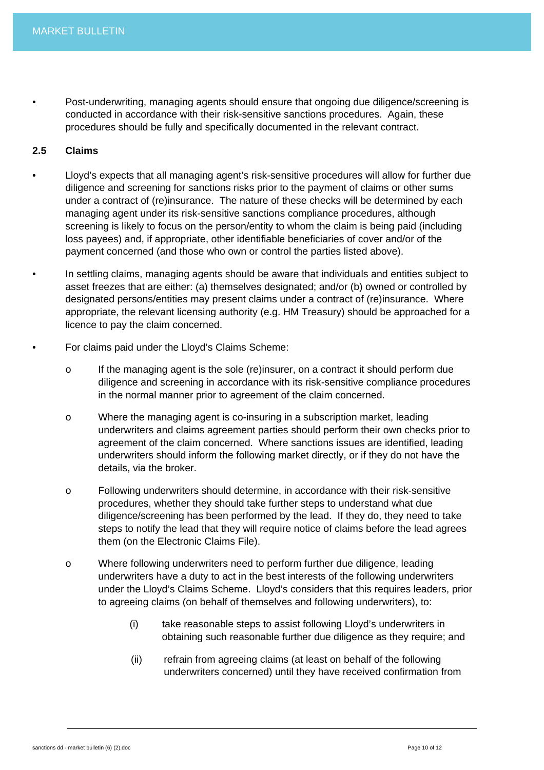- Post-underwriting, managing agents should ensure that ongoing due diligence/screening is conducted in accordance with their risk-sensitive sanctions procedures. Again, these procedures should be fully and specifically documented in the relevant contract.

### 2.5 Claims

- Lloyd's expects that all managing agent's risk-sensitive procedures will allow for further due diligence and screening for sanctions risks prior to the payment of claims or other sums under a contract of (re)insurance. The nature of these checks will be determined by each managing agent under its risk-sensitive sanctions compliance procedures, although screening is likely to focus on the person/entity to whom the claim is being paid (including loss payees) and, if appropriate, other identifiable beneficiaries of cover and/or of the payment concerned (and those who own or control the parties listed above).

- In settling claims, managing agents should be aware that individuals and entities subject to asset freezes that are either: (a) themselves designated; and/or (b) owned or controlled by designated persons/entities may present claims under a contract of (re)insurance. Where appropriate, the relevant licensing authority (e.g. HM Treasury) should be approached for a licence to pay the claim concerned.

- For claims paid under the Lloyd's Claims Scheme:

  - If the managing agent is the sole (re)insurer, on a contract it should perform due diligence and screening in accordance with its risk-sensitive compliance procedures in the normal manner prior to agreement of the claim concerned.

  - Where the managing agent is co-insuring in a subscription market, leading underwriters and claims agreement parties should perform their own checks prior to agreement of the claim concerned. Where sanctions issues are identified, leading underwriters should inform the following market directly, or if they do not have the details, via the broker.

  - Following underwriters should determine, in accordance with their risk-sensitive procedures, whether they should take further steps to understand what due diligence/screening has been performed by the lead. If they do, they need to take steps to notify the lead that they will require notice of claims before the lead agrees them (on the Electronic Claims File).

  - Where following underwriters need to perform further due diligence, leading underwriters have a duty to act in the best interests of the following underwriters under the Lloyd's Claims Scheme. Lloyd's considers that this requires leaders, prior to agreeing claims (on behalf of themselves and following underwriters), to:

    (i) take reasonable steps to assist following Lloyd's underwriters in obtaining such reasonable further due diligence as they require; and

    (ii) refrain from agreeing claims (at least on behalf of the following underwriters concerned) until they have received confirmation from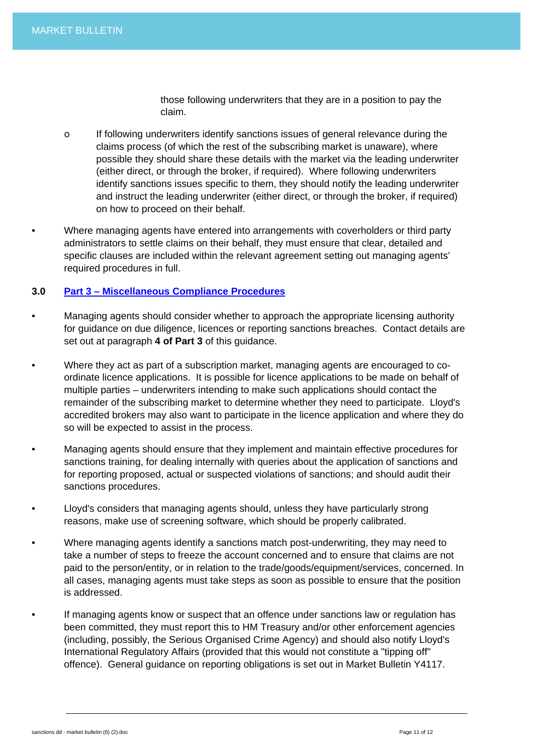those following underwriters that they are in a position to pay the claim.

  - If following underwriters identify sanctions issues of general relevance during the claims process (of which the rest of the subscribing market is unaware), where possible they should share these details with the market via the leading underwriter (either direct, or through the broker, if required). Where following underwriters identify sanctions issues specific to them, they should notify the leading underwriter and instruct the leading underwriter (either direct, or through the broker, if required) on how to proceed on their behalf.

- Where managing agents have entered into arrangements with coverholders or third party administrators to settle claims on their behalf, they must ensure that clear, detailed and specific clauses are included within the relevant agreement setting out managing agents' required procedures in full.

### 3.0 Part 3 – Miscellaneous Compliance Procedures

- Managing agents should consider whether to approach the appropriate licensing authority for guidance on due diligence, licences or reporting sanctions breaches. Contact details are set out at paragraph **4 of Part 3** of this guidance.

- Where they act as part of a subscription market, managing agents are encouraged to co-ordinate licence applications. It is possible for licence applications to be made on behalf of multiple parties – underwriters intending to make such applications should contact the remainder of the subscribing market to determine whether they need to participate. Lloyd's accredited brokers may also want to participate in the licence application and where they do so will be expected to assist in the process.

- Managing agents should ensure that they implement and maintain effective procedures for sanctions training, for dealing internally with queries about the application of sanctions and for reporting proposed, actual or suspected violations of sanctions; and should audit their sanctions procedures.

- Lloyd's considers that managing agents should, unless they have particularly strong reasons, make use of screening software, which should be properly calibrated.

- Where managing agents identify a sanctions match post-underwriting, they may need to take a number of steps to freeze the account concerned and to ensure that claims are not paid to the person/entity, or in relation to the trade/goods/equipment/services, concerned. In all cases, managing agents must take steps as soon as possible to ensure that the position is addressed.

- If managing agents know or suspect that an offence under sanctions law or regulation has been committed, they must report this to HM Treasury and/or other enforcement agencies (including, possibly, the Serious Organised Crime Agency) and should also notify Lloyd's International Regulatory Affairs (provided that this would not constitute a "tipping off" offence). General guidance on reporting obligations is set out in Market Bulletin Y4117.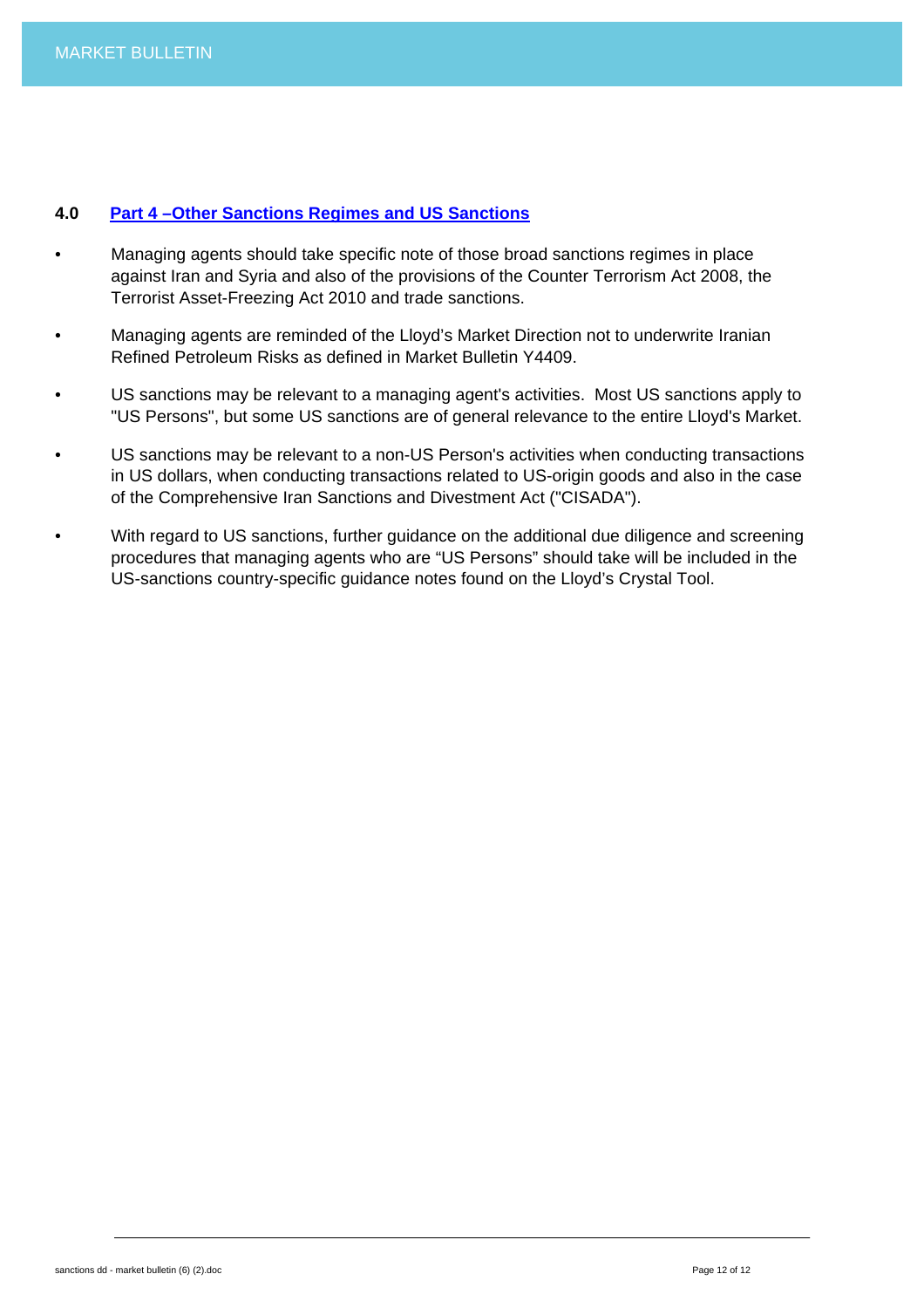## 4.0 Part 4 –Other Sanctions Regimes and US Sanctions

- Managing agents should take specific note of those broad sanctions regimes in place against Iran and Syria and also of the provisions of the Counter Terrorism Act 2008, the Terrorist Asset-Freezing Act 2010 and trade sanctions.
- Managing agents are reminded of the Lloyd's Market Direction not to underwrite Iranian Refined Petroleum Risks as defined in Market Bulletin Y4409.
- US sanctions may be relevant to a managing agent's activities. Most US sanctions apply to "US Persons", but some US sanctions are of general relevance to the entire Lloyd's Market.
- US sanctions may be relevant to a non-US Person's activities when conducting transactions in US dollars, when conducting transactions related to US-origin goods and also in the case of the Comprehensive Iran Sanctions and Divestment Act ("CISADA").
- With regard to US sanctions, further guidance on the additional due diligence and screening procedures that managing agents who are "US Persons" should take will be included in the US-sanctions country-specific guidance notes found on the Lloyd's Crystal Tool.